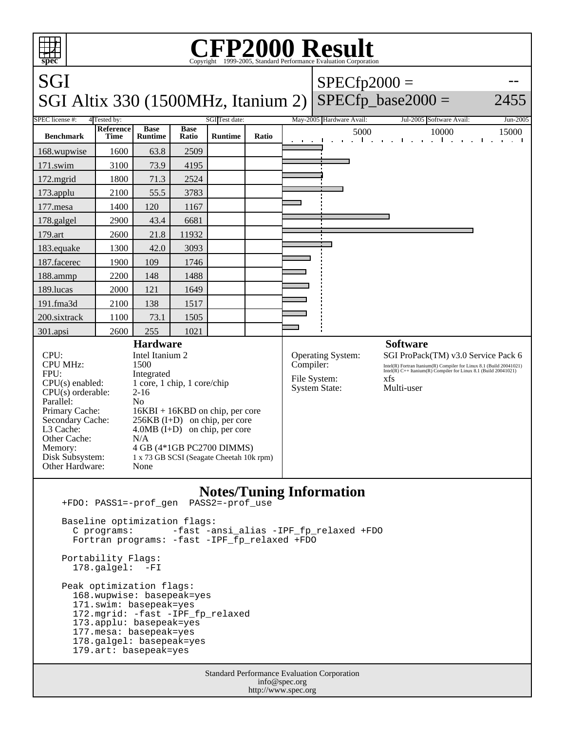# CFP2000 Result

Copyright 1999-2005, Standard Performance Evaluation Corporation

## SGI

## SGI Altix 330 (1500MHz, Itanium 2)

SPECfp2000 = --

SPECfp_base2000 = 2455

| SPEC license #: | 4 | Tested by: | SGI | Test date: | May-2005 | Hardware Avail: | Jul-2005 | Software Avail: | Jun-2005 |
|---|---|---|---|---|---|---|---|---|---|

| Benchmark | Reference Time | Base Runtime | Base Ratio | Runtime | Ratio |
|---|---|---|---|---|---|
| 168.wupwise | 1600 | 63.8 | 2509 | | |
| 171.swim | 3100 | 73.9 | 4195 | | |
| 172.mgrid | 1800 | 71.3 | 2524 | | |
| 173.applu | 2100 | 55.5 | 3783 | | |
| 177.mesa | 1400 | 120 | 1167 | | |
| 178.galgel | 2900 | 43.4 | 6681 | | |
| 179.art | 2600 | 21.8 | 11932 | | |
| 183.equake | 1300 | 42.0 | 3093 | | |
| 187.facerec | 1900 | 109 | 1746 | | |
| 188.ammp | 2200 | 148 | 1488 | | |
| 189.lucas | 2000 | 121 | 1649 | | |
| 191.fma3d | 2100 | 138 | 1517 | | |
| 200.sixtrack | 1100 | 73.1 | 1505 | | |
| 301.apsi | 2600 | 255 | 1021 | | |

### Hardware

| | |
|---|---|
| CPU: | Intel Itanium 2 |
| CPU MHz: | 1500 |
| FPU: | Integrated |
| CPU(s) enabled: | 1 core, 1 chip, 1 core/chip |
| CPU(s) orderable: | 2-16 |
| Parallel: | No |
| Primary Cache: | 16KBI + 16KBD on chip, per core |
| Secondary Cache: | 256KB (I+D) on chip, per core |
| L3 Cache: | 4.0MB (I+D) on chip, per core |
| Other Cache: | N/A |
| Memory: | 4 GB (4*1GB PC2700 DIMMS) |
| Disk Subsystem: | 1 x 73 GB SCSI (Seagate Cheetah 10k rpm) |
| Other Hardware: | None |

### Software

| | |
|---|---|
| Operating System: | SGI ProPack(TM) v3.0 Service Pack 6 |
| Compiler: | Intel(R) Fortran Itanium(R) Compiler for Linux 8.1 (Build 20041021) Intel(R) C++ Itanium(R) Compiler for Linux 8.1 (Build 20041021) |
| File System: | xfs |
| System State: | Multi-user |

### Notes/Tuning Information

```
+FDO: PASS1=-prof_gen  PASS2=-prof_use

Baseline optimization flags:
  C programs:       -fast -ansi_alias -IPF_fp_relaxed +FDO
  Fortran programs: -fast -IPF_fp_relaxed +FDO

Portability Flags:
  178.galgel:  -FI

Peak optimization flags:
  168.wupwise: basepeak=yes
  171.swim: basepeak=yes
  172.mgrid: -fast -IPF_fp_relaxed
  173.applu: basepeak=yes
  177.mesa: basepeak=yes
  178.galgel: basepeak=yes
  179.art: basepeak=yes
```

Standard Performance Evaluation Corporation
info@spec.org
http://www.spec.org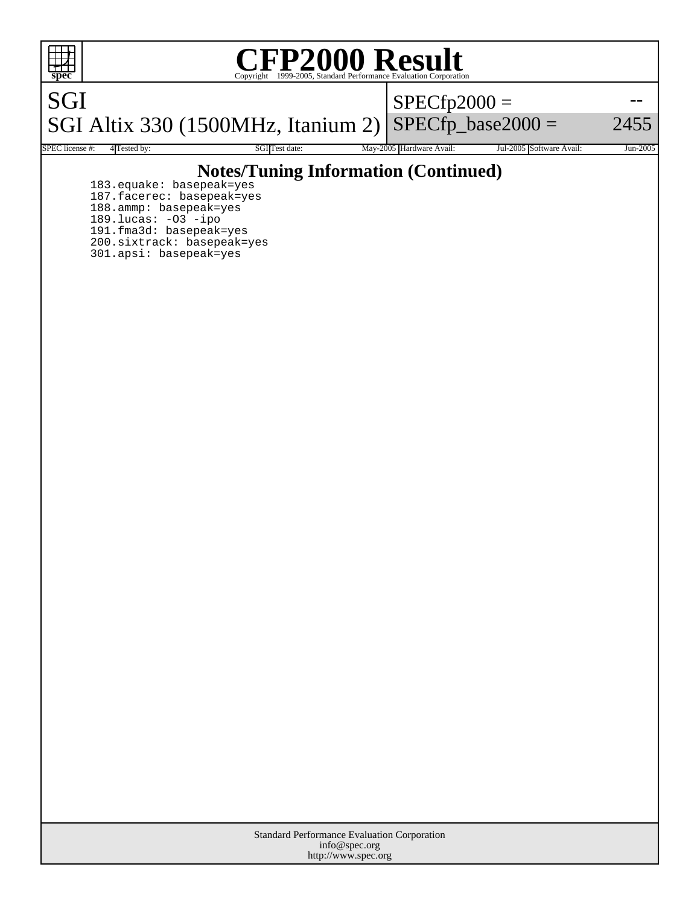# CFP2000 Result

Copyright 1999-2005, Standard Performance Evaluation Corporation

SGI

SGI Altix 330 (1500MHz, Itanium 2)

SPECfp2000 = --

SPECfp_base2000 = 2455

| SPEC license #: | 4 | Tested by: | SGI | Test date: | May-2005 | Hardware Avail: | Jul-2005 | Software Avail: | Jun-2005 |
|---|---|---|---|---|---|---|---|---|---|

## Notes/Tuning Information (Continued)

```
183.equake: basepeak=yes
187.facerec: basepeak=yes
188.ammp: basepeak=yes
189.lucas: -O3 -ipo
191.fma3d: basepeak=yes
200.sixtrack: basepeak=yes
301.apsi: basepeak=yes
```

Standard Performance Evaluation Corporation
info@spec.org
http://www.spec.org